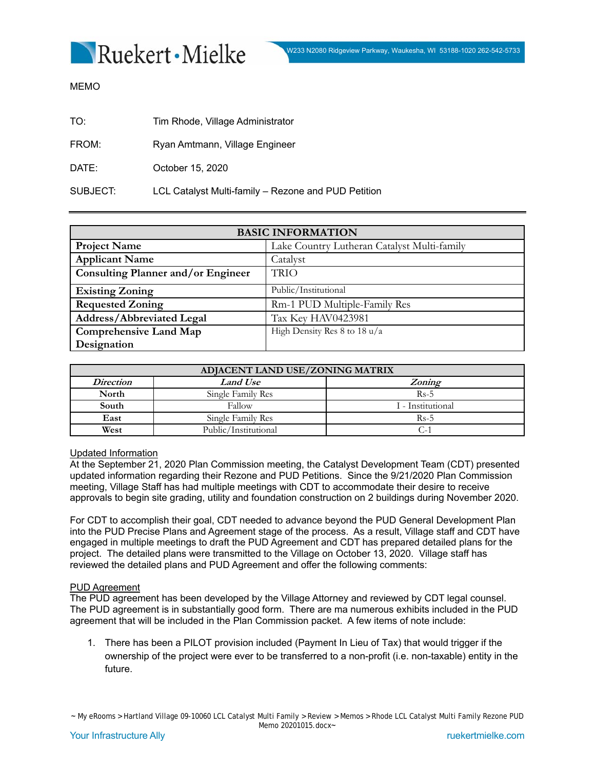MEMO

TO: Tim Rhode, Village Administrator

FROM: Ryan Amtmann, Village Engineer

DATE: October 15, 2020

SUBJECT: LCL Catalyst Multi-family – Rezone and PUD Petition

| BASIC INFORMATION | |
|---|---|
| **Project Name** | Lake Country Lutheran Catalyst Multi-family |
| **Applicant Name** | Catalyst |
| **Consulting Planner and/or Engineer** | TRIO |
| **Existing Zoning** | Public/Institutional |
| **Requested Zoning** | Rm-1 PUD Multiple-Family Res |
| **Address/Abbreviated Legal** | Tax Key HAV0423981 |
| **Comprehensive Land Map Designation** | High Density Res 8 to 18 u/a |

| ADJACENT LAND USE/ZONING MATRIX | | |
|---|---|---|
| ***Direction*** | ***Land Use*** | ***Zoning*** |
| **North** | Single Family Res | Rs-5 |
| **South** | Fallow | I - Institutional |
| **East** | Single Family Res | Rs-5 |
| **West** | Public/Institutional | C-1 |

Updated Information

At the September 21, 2020 Plan Commission meeting, the Catalyst Development Team (CDT) presented updated information regarding their Rezone and PUD Petitions. Since the 9/21/2020 Plan Commission meeting, Village Staff has had multiple meetings with CDT to accommodate their desire to receive approvals to begin site grading, utility and foundation construction on 2 buildings during November 2020.

For CDT to accomplish their goal, CDT needed to advance beyond the PUD General Development Plan into the PUD Precise Plans and Agreement stage of the process. As a result, Village staff and CDT have engaged in multiple meetings to draft the PUD Agreement and CDT has prepared detailed plans for the project. The detailed plans were transmitted to the Village on October 13, 2020. Village staff has reviewed the detailed plans and PUD Agreement and offer the following comments:

PUD Agreement

The PUD agreement has been developed by the Village Attorney and reviewed by CDT legal counsel. The PUD agreement is in substantially good form. There are ma numerous exhibits included in the PUD agreement that will be included in the Plan Commission packet. A few items of note include:

1. There has been a PILOT provision included (Payment In Lieu of Tax) that would trigger if the ownership of the project were ever to be transferred to a non-profit (i.e. non-taxable) entity in the future.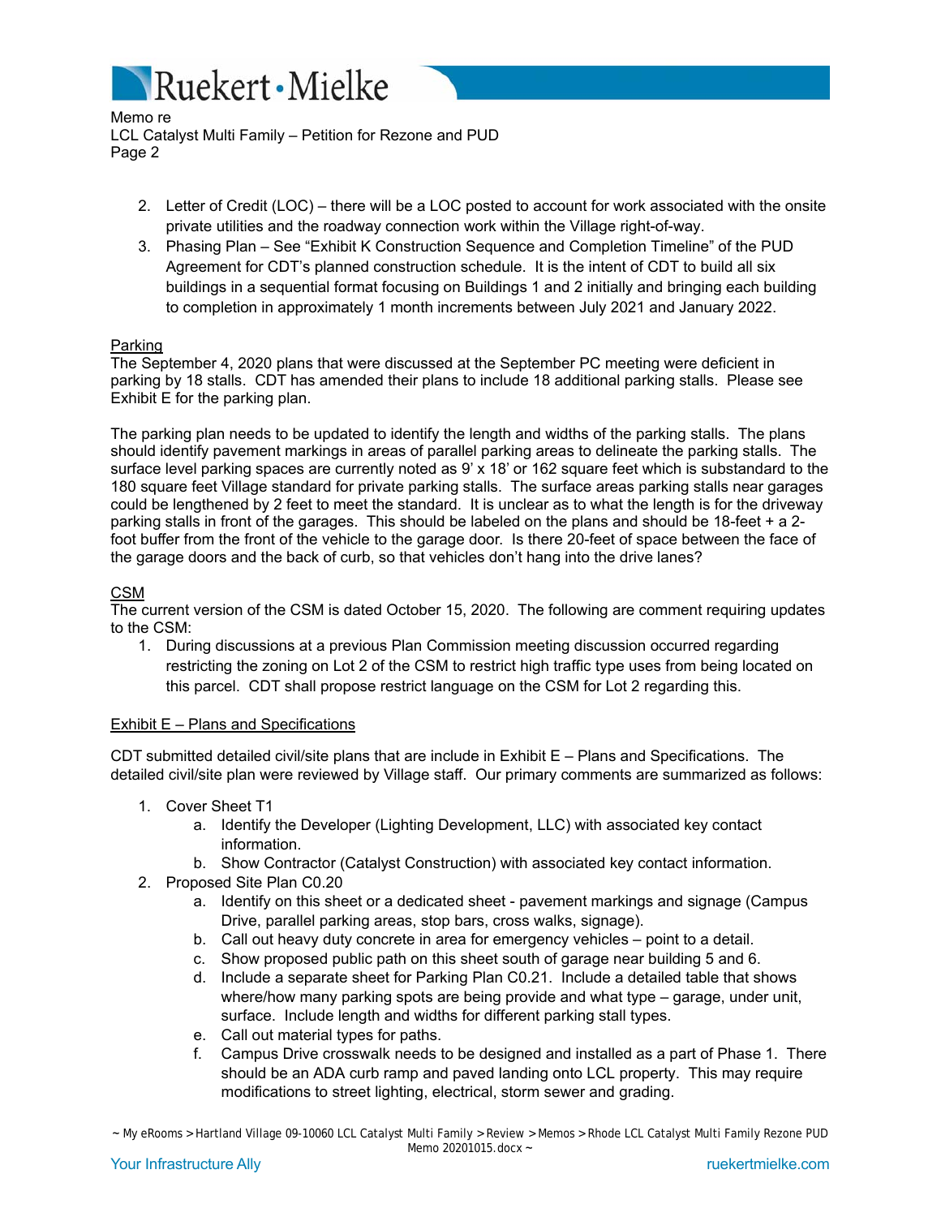2. Letter of Credit (LOC) – there will be a LOC posted to account for work associated with the onsite private utilities and the roadway connection work within the Village right-of-way.
3. Phasing Plan – See "Exhibit K Construction Sequence and Completion Timeline" of the PUD Agreement for CDT's planned construction schedule. It is the intent of CDT to build all six buildings in a sequential format focusing on Buildings 1 and 2 initially and bringing each building to completion in approximately 1 month increments between July 2021 and January 2022.

<u>Parking</u>

The September 4, 2020 plans that were discussed at the September PC meeting were deficient in parking by 18 stalls. CDT has amended their plans to include 18 additional parking stalls. Please see Exhibit E for the parking plan.

The parking plan needs to be updated to identify the length and widths of the parking stalls. The plans should identify pavement markings in areas of parallel parking areas to delineate the parking stalls. The surface level parking spaces are currently noted as 9' x 18' or 162 square feet which is substandard to the 180 square feet Village standard for private parking stalls. The surface areas parking stalls near garages could be lengthened by 2 feet to meet the standard. It is unclear as to what the length is for the driveway parking stalls in front of the garages. This should be labeled on the plans and should be 18-feet + a 2-foot buffer from the front of the vehicle to the garage door. Is there 20-feet of space between the face of the garage doors and the back of curb, so that vehicles don't hang into the drive lanes?

<u>CSM</u>

The current version of the CSM is dated October 15, 2020. The following are comment requiring updates to the CSM:

1. During discussions at a previous Plan Commission meeting discussion occurred regarding restricting the zoning on Lot 2 of the CSM to restrict high traffic type uses from being located on this parcel. CDT shall propose restrict language on the CSM for Lot 2 regarding this.

<u>Exhibit E – Plans and Specifications</u>

CDT submitted detailed civil/site plans that are include in Exhibit E – Plans and Specifications. The detailed civil/site plan were reviewed by Village staff. Our primary comments are summarized as follows:

1. Cover Sheet T1
   a. Identify the Developer (Lighting Development, LLC) with associated key contact information.
   b. Show Contractor (Catalyst Construction) with associated key contact information.
2. Proposed Site Plan C0.20
   a. Identify on this sheet or a dedicated sheet - pavement markings and signage (Campus Drive, parallel parking areas, stop bars, cross walks, signage).
   b. Call out heavy duty concrete in area for emergency vehicles – point to a detail.
   c. Show proposed public path on this sheet south of garage near building 5 and 6.
   d. Include a separate sheet for Parking Plan C0.21. Include a detailed table that shows where/how many parking spots are being provide and what type – garage, under unit, surface. Include length and widths for different parking stall types.
   e. Call out material types for paths.
   f. Campus Drive crosswalk needs to be designed and installed as a part of Phase 1. There should be an ADA curb ramp and paved landing onto LCL property. This may require modifications to street lighting, electrical, storm sewer and grading.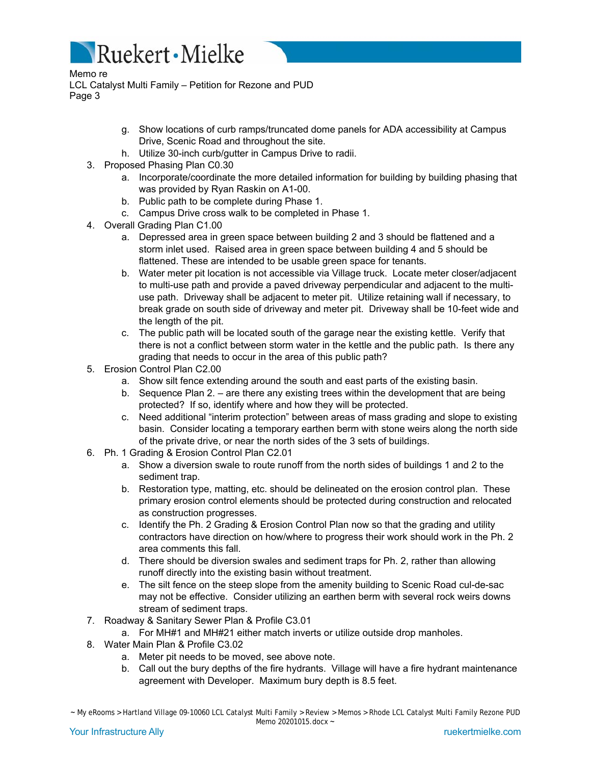g. Show locations of curb ramps/truncated dome panels for ADA accessibility at Campus Drive, Scenic Road and throughout the site.

h. Utilize 30-inch curb/gutter in Campus Drive to radii.

3. Proposed Phasing Plan C0.30
   a. Incorporate/coordinate the more detailed information for building by building phasing that was provided by Ryan Raskin on A1-00.
   b. Public path to be complete during Phase 1.
   c. Campus Drive cross walk to be completed in Phase 1.
4. Overall Grading Plan C1.00
   a. Depressed area in green space between building 2 and 3 should be flattened and a storm inlet used. Raised area in green space between building 4 and 5 should be flattened. These are intended to be usable green space for tenants.
   b. Water meter pit location is not accessible via Village truck. Locate meter closer/adjacent to multi-use path and provide a paved driveway perpendicular and adjacent to the multi-use path. Driveway shall be adjacent to meter pit. Utilize retaining wall if necessary, to break grade on south side of driveway and meter pit. Driveway shall be 10-feet wide and the length of the pit.
   c. The public path will be located south of the garage near the existing kettle. Verify that there is not a conflict between storm water in the kettle and the public path. Is there any grading that needs to occur in the area of this public path?
5. Erosion Control Plan C2.00
   a. Show silt fence extending around the south and east parts of the existing basin.
   b. Sequence Plan 2. – are there any existing trees within the development that are being protected? If so, identify where and how they will be protected.
   c. Need additional "interim protection" between areas of mass grading and slope to existing basin. Consider locating a temporary earthen berm with stone weirs along the north side of the private drive, or near the north sides of the 3 sets of buildings.
6. Ph. 1 Grading & Erosion Control Plan C2.01
   a. Show a diversion swale to route runoff from the north sides of buildings 1 and 2 to the sediment trap.
   b. Restoration type, matting, etc. should be delineated on the erosion control plan. These primary erosion control elements should be protected during construction and relocated as construction progresses.
   c. Identify the Ph. 2 Grading & Erosion Control Plan now so that the grading and utility contractors have direction on how/where to progress their work should work in the Ph. 2 area comments this fall.
   d. There should be diversion swales and sediment traps for Ph. 2, rather than allowing runoff directly into the existing basin without treatment.
   e. The silt fence on the steep slope from the amenity building to Scenic Road cul-de-sac may not be effective. Consider utilizing an earthen berm with several rock weirs downs stream of sediment traps.
7. Roadway & Sanitary Sewer Plan & Profile C3.01
   a. For MH#1 and MH#21 either match inverts or utilize outside drop manholes.
8. Water Main Plan & Profile C3.02
   a. Meter pit needs to be moved, see above note.
   b. Call out the bury depths of the fire hydrants. Village will have a fire hydrant maintenance agreement with Developer. Maximum bury depth is 8.5 feet.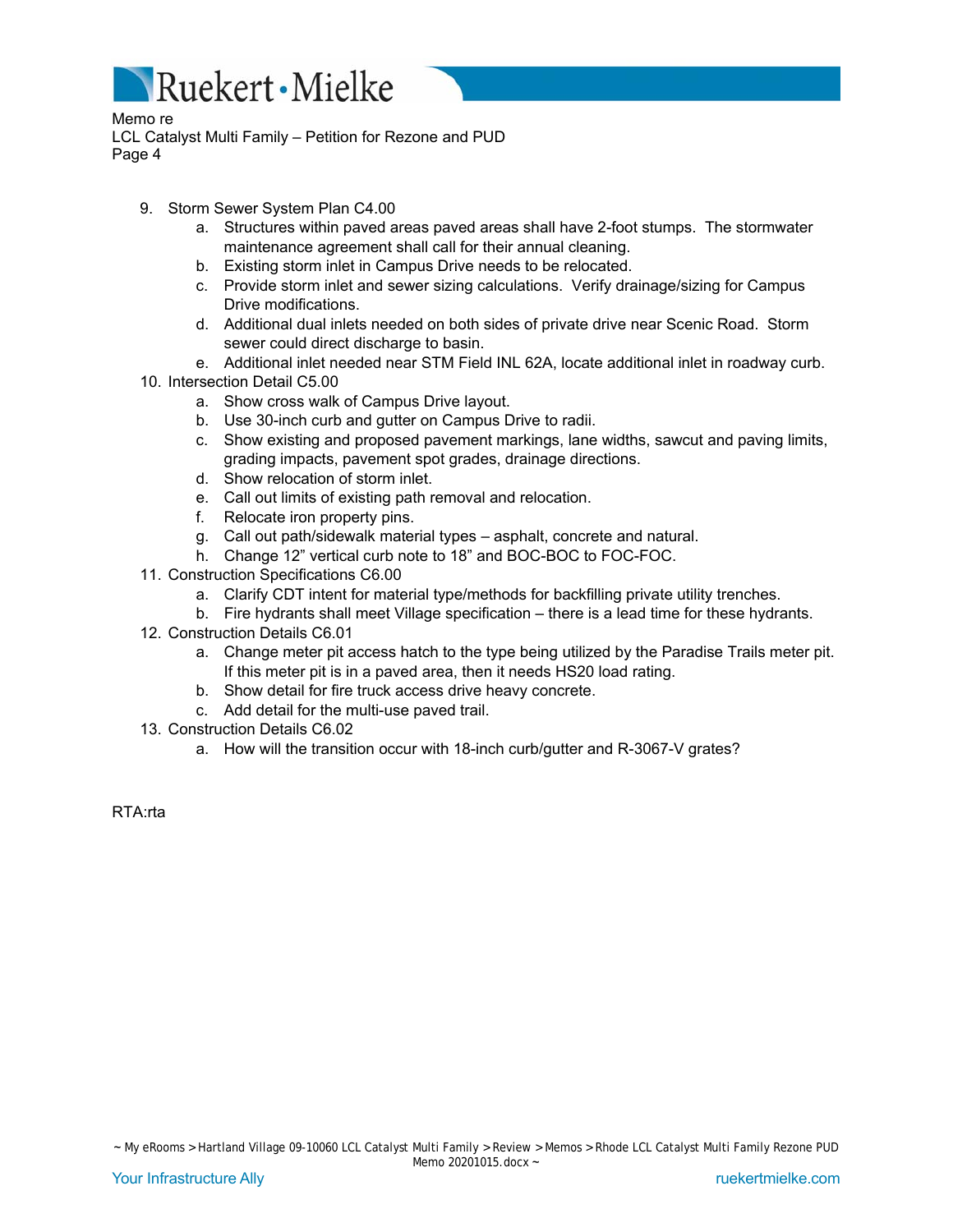9. Storm Sewer System Plan C4.00
    a. Structures within paved areas paved areas shall have 2-foot stumps. The stormwater maintenance agreement shall call for their annual cleaning.
    b. Existing storm inlet in Campus Drive needs to be relocated.
    c. Provide storm inlet and sewer sizing calculations. Verify drainage/sizing for Campus Drive modifications.
    d. Additional dual inlets needed on both sides of private drive near Scenic Road. Storm sewer could direct discharge to basin.
    e. Additional inlet needed near STM Field INL 62A, locate additional inlet in roadway curb.
10. Intersection Detail C5.00
    a. Show cross walk of Campus Drive layout.
    b. Use 30-inch curb and gutter on Campus Drive to radii.
    c. Show existing and proposed pavement markings, lane widths, sawcut and paving limits, grading impacts, pavement spot grades, drainage directions.
    d. Show relocation of storm inlet.
    e. Call out limits of existing path removal and relocation.
    f. Relocate iron property pins.
    g. Call out path/sidewalk material types – asphalt, concrete and natural.
    h. Change 12" vertical curb note to 18" and BOC-BOC to FOC-FOC.
11. Construction Specifications C6.00
    a. Clarify CDT intent for material type/methods for backfilling private utility trenches.
    b. Fire hydrants shall meet Village specification – there is a lead time for these hydrants.
12. Construction Details C6.01
    a. Change meter pit access hatch to the type being utilized by the Paradise Trails meter pit. If this meter pit is in a paved area, then it needs HS20 load rating.
    b. Show detail for fire truck access drive heavy concrete.
    c. Add detail for the multi-use paved trail.
13. Construction Details C6.02
    a. How will the transition occur with 18-inch curb/gutter and R-3067-V grates?

RTA:rta